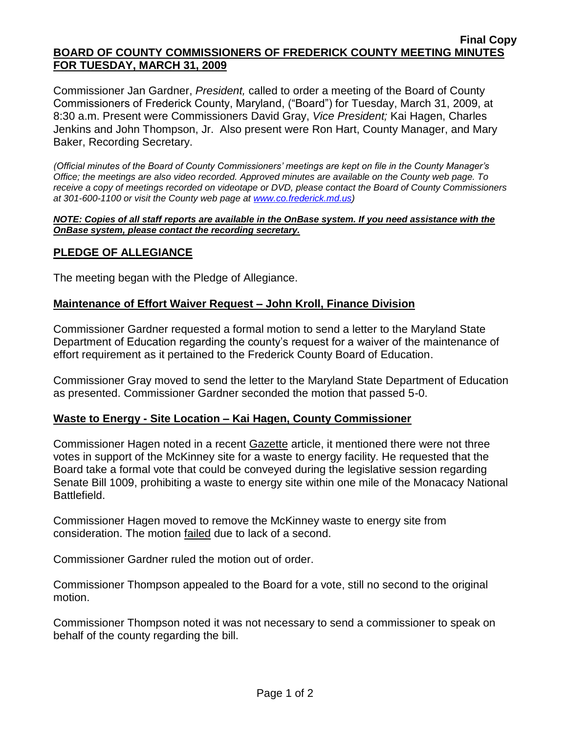**Final Copy**

**BOARD OF COUNTY COMMISSIONERS OF FREDERICK COUNTY MEETING MINUTES FOR TUESDAY, MARCH 31, 2009**

Commissioner Jan Gardner, *President,* called to order a meeting of the Board of County Commissioners of Frederick County, Maryland, ("Board") for Tuesday, March 31, 2009, at 8:30 a.m. Present were Commissioners David Gray, *Vice President;* Kai Hagen, Charles Jenkins and John Thompson, Jr. Also present were Ron Hart, County Manager, and Mary Baker, Recording Secretary.

*(Official minutes of the Board of County Commissioners' meetings are kept on file in the County Manager's Office; the meetings are also video recorded. Approved minutes are available on the County web page. To receive a copy of meetings recorded on videotape or DVD, please contact the Board of County Commissioners at 301-600-1100 or visit the County web page at www.co.frederick.md.us)*

***NOTE: Copies of all staff reports are available in the OnBase system. If you need assistance with the OnBase system, please contact the recording secretary.***

## PLEDGE OF ALLEGIANCE

The meeting began with the Pledge of Allegiance.

## Maintenance of Effort Waiver Request – John Kroll, Finance Division

Commissioner Gardner requested a formal motion to send a letter to the Maryland State Department of Education regarding the county's request for a waiver of the maintenance of effort requirement as it pertained to the Frederick County Board of Education.

Commissioner Gray moved to send the letter to the Maryland State Department of Education as presented. Commissioner Gardner seconded the motion that passed 5-0.

## Waste to Energy - Site Location – Kai Hagen, County Commissioner

Commissioner Hagen noted in a recent Gazette article, it mentioned there were not three votes in support of the McKinney site for a waste to energy facility. He requested that the Board take a formal vote that could be conveyed during the legislative session regarding Senate Bill 1009, prohibiting a waste to energy site within one mile of the Monacacy National Battlefield.

Commissioner Hagen moved to remove the McKinney waste to energy site from consideration. The motion failed due to lack of a second.

Commissioner Gardner ruled the motion out of order.

Commissioner Thompson appealed to the Board for a vote, still no second to the original motion.

Commissioner Thompson noted it was not necessary to send a commissioner to speak on behalf of the county regarding the bill.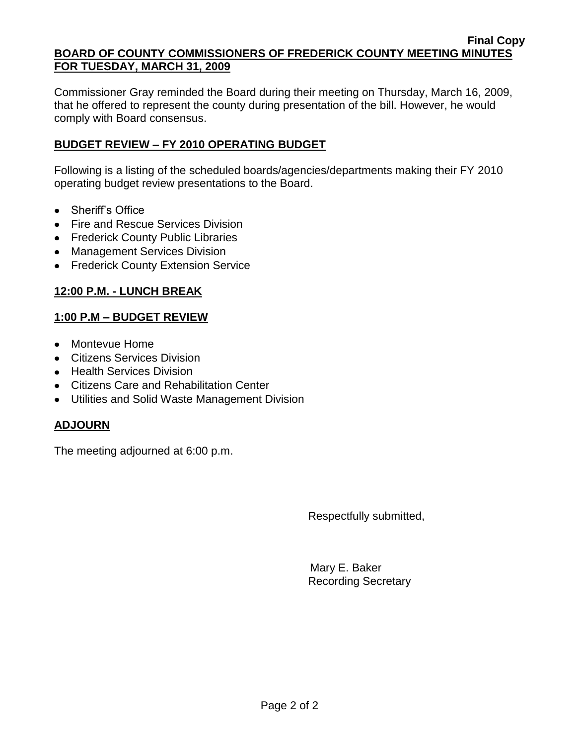**Final Copy**

**BOARD OF COUNTY COMMISSIONERS OF FREDERICK COUNTY MEETING MINUTES FOR TUESDAY, MARCH 31, 2009**

Commissioner Gray reminded the Board during their meeting on Thursday, March 16, 2009, that he offered to represent the county during presentation of the bill. However, he would comply with Board consensus.

## BUDGET REVIEW – FY 2010 OPERATING BUDGET

Following is a listing of the scheduled boards/agencies/departments making their FY 2010 operating budget review presentations to the Board.

- Sheriff's Office
- Fire and Rescue Services Division
- Frederick County Public Libraries
- Management Services Division
- Frederick County Extension Service

## 12:00 P.M. - LUNCH BREAK

## 1:00 P.M – BUDGET REVIEW

- Montevue Home
- Citizens Services Division
- Health Services Division
- Citizens Care and Rehabilitation Center
- Utilities and Solid Waste Management Division

## ADJOURN

The meeting adjourned at 6:00 p.m.

Respectfully submitted,

Mary E. Baker
Recording Secretary